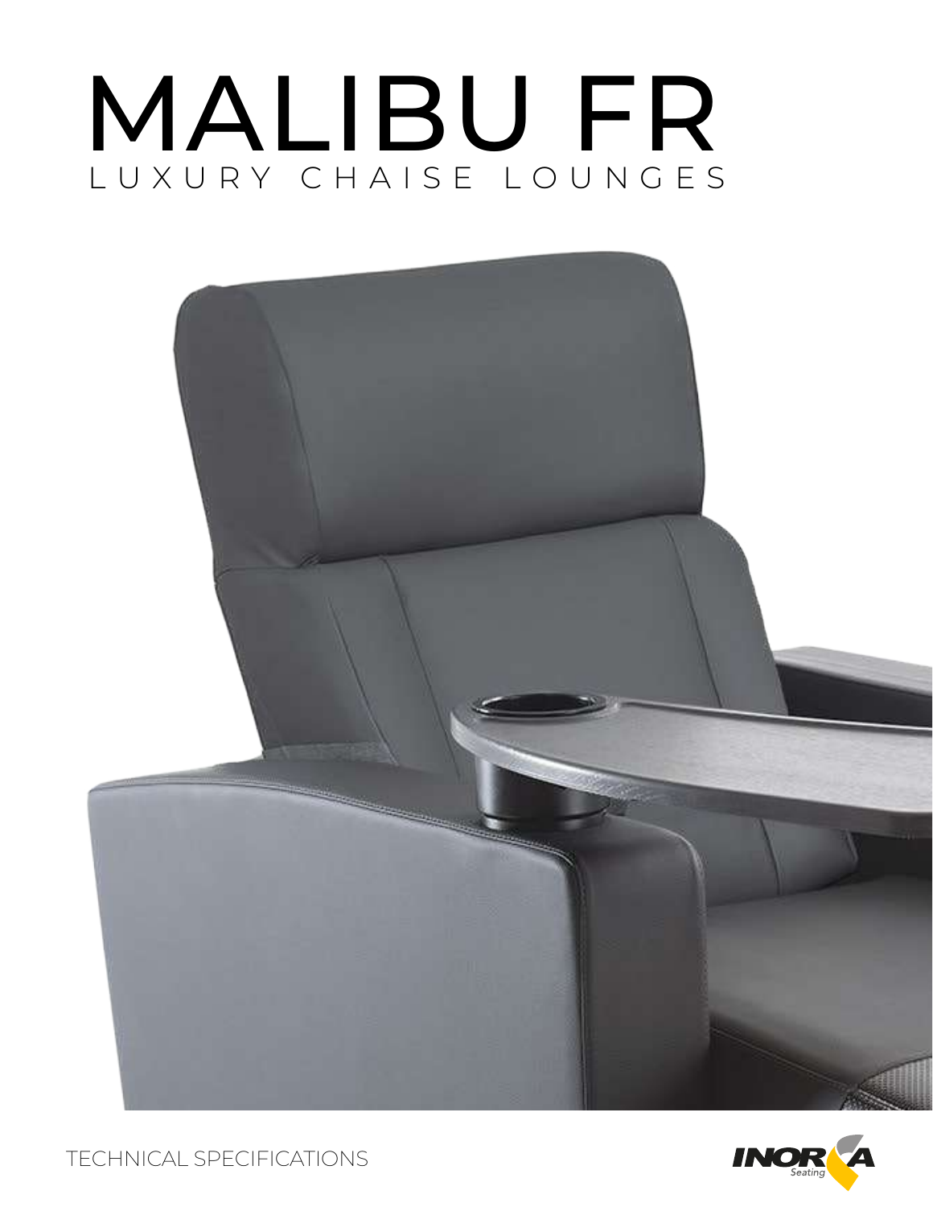# MALIBU FR

LUXURY CHAISE LOUNGES

TECHNICAL SPECIFICATIONS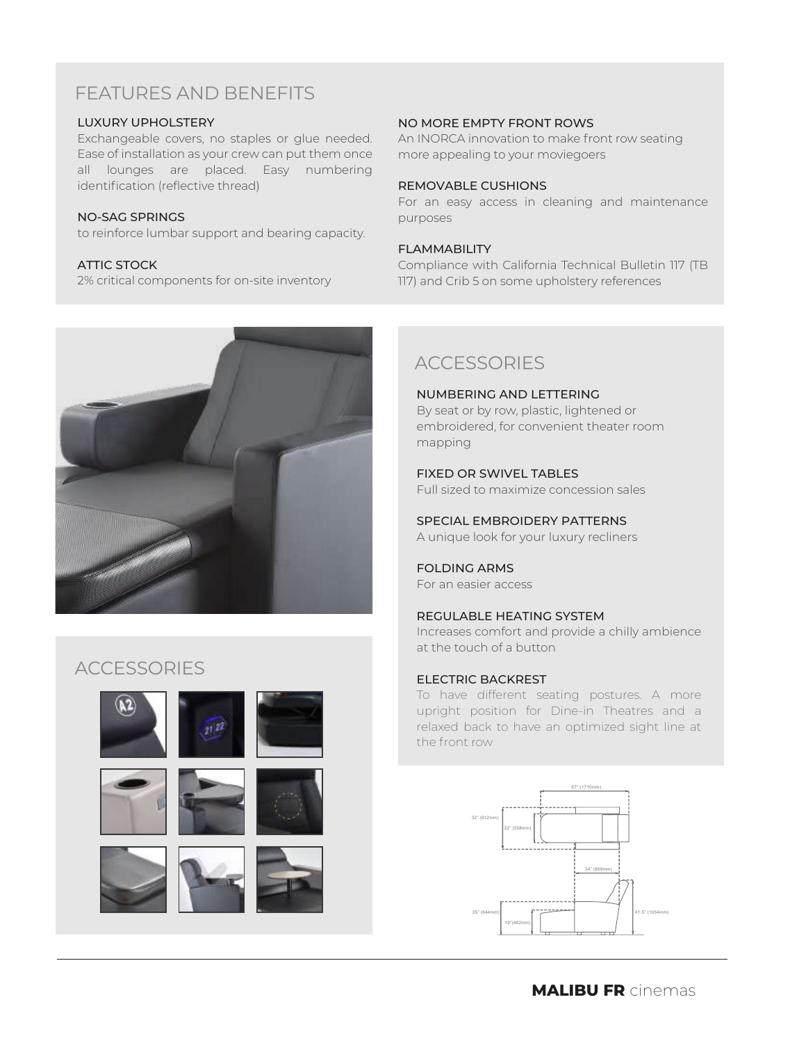## FEATURES AND BENEFITS

### LUXURY UPHOLSTERY

Exchangeable covers, no staples or glue needed. Ease of installation as your crew can put them once all lounges are placed. Easy numbering identification (reflective thread)

### NO-SAG SPRINGS

to reinforce lumbar support and bearing capacity.

### ATTIC STOCK

2% critical components for on-site inventory

### NO MORE EMPTY FRONT ROWS

An INORCA innovation to make front row seating more appealing to your moviegoers

### REMOVABLE CUSHIONS

For an easy access in cleaning and maintenance purposes

### FLAMMABILITY

Compliance with California Technical Bulletin 117 (TB 117) and Crib 5 on some upholstery references

## ACCESSORIES

## ACCESSORIES

### NUMBERING AND LETTERING

By seat or by row, plastic, lightened or embroidered, for convenient theater room mapping

### FIXED OR SWIVEL TABLES

Full sized to maximize concession sales

### SPECIAL EMBROIDERY PATTERNS

A unique look for your luxury recliners

### FOLDING ARMS

For an easier access

### REGULABLE HEATING SYSTEM

Increases comfort and provide a chilly ambience at the touch of a button

### ELECTRIC BACKREST

To have different seating postures. A more upright position for Dine-in Theatres and a relaxed back to have an optimized sight line at the front row

67" (1710mm)

32" (812mm)

22" (558mm)

34" (869mm)

25" (644mm)

19"(482mm)

41.5" (1054mm)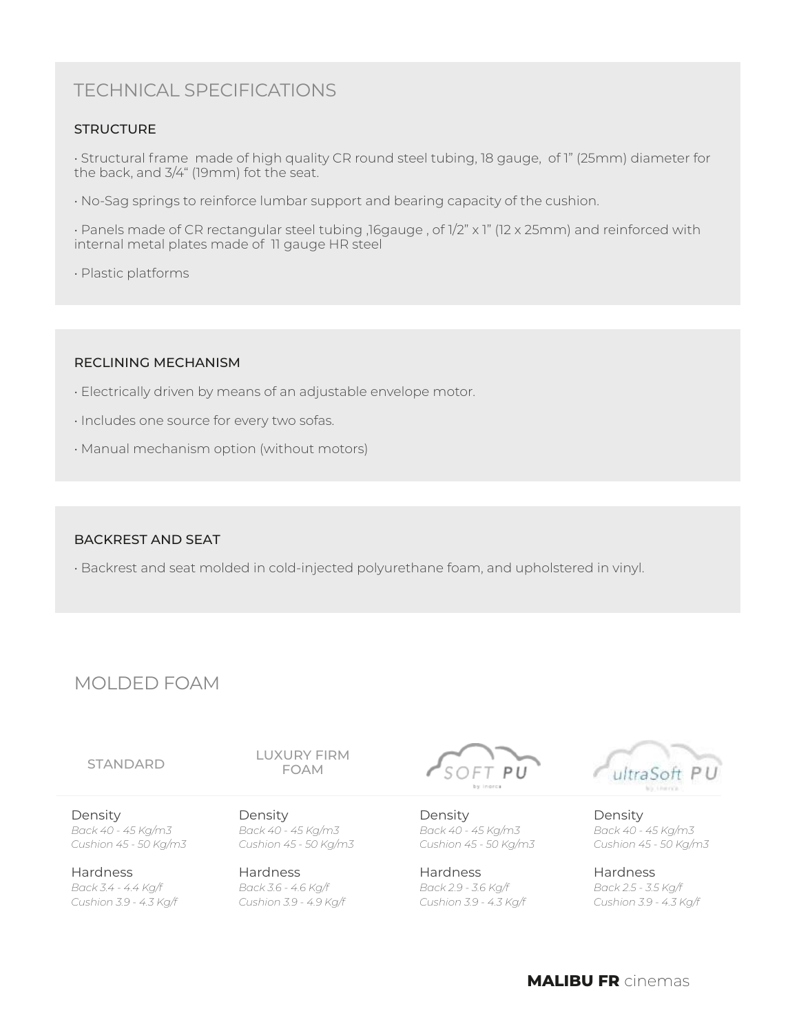## TECHNICAL SPECIFICATIONS

### STRUCTURE

- Structural frame made of high quality CR round steel tubing, 18 gauge, of 1” (25mm) diameter for the back, and 3/4“ (19mm) fot the seat.
- No-Sag springs to reinforce lumbar support and bearing capacity of the cushion.
- Panels made of CR rectangular steel tubing ,16gauge , of 1/2” x 1” (12 x 25mm) and reinforced with internal metal plates made of 11 gauge HR steel
- Plastic platforms

### RECLINING MECHANISM

- Electrically driven by means of an adjustable envelope motor.
- Includes one source for every two sofas.
- Manual mechanism option (without motors)

### BACKREST AND SEAT

- Backrest and seat molded in cold-injected polyurethane foam, and upholstered in vinyl.

## MOLDED FOAM

| STANDARD | LUXURY FIRM FOAM | SOFT PU | ultraSoft PU |
|---|---|---|---|
| Density<br>*Back 40 - 45 Kg/m3*<br>*Cushion 45 - 50 Kg/m3* | Density<br>*Back 40 - 45 Kg/m3*<br>*Cushion 45 - 50 Kg/m3* | Density<br>*Back 40 - 45 Kg/m3*<br>*Cushion 45 - 50 Kg/m3* | Density<br>*Back 40 - 45 Kg/m3*<br>*Cushion 45 - 50 Kg/m3* |
| Hardness<br>*Back 3.4 - 4.4 Kg/f*<br>*Cushion 3.9 - 4.3 Kg/f* | Hardness<br>*Back 3.6 - 4.6 Kg/f*<br>*Cushion 3.9 - 4.9 Kg/f* | Hardness<br>*Back 2.9 - 3.6 Kg/f*<br>*Cushion 3.9 - 4.3 Kg/f* | Hardness<br>*Back 2.5 - 3.5 Kg/f*<br>*Cushion 3.9 - 4.3 Kg/f* |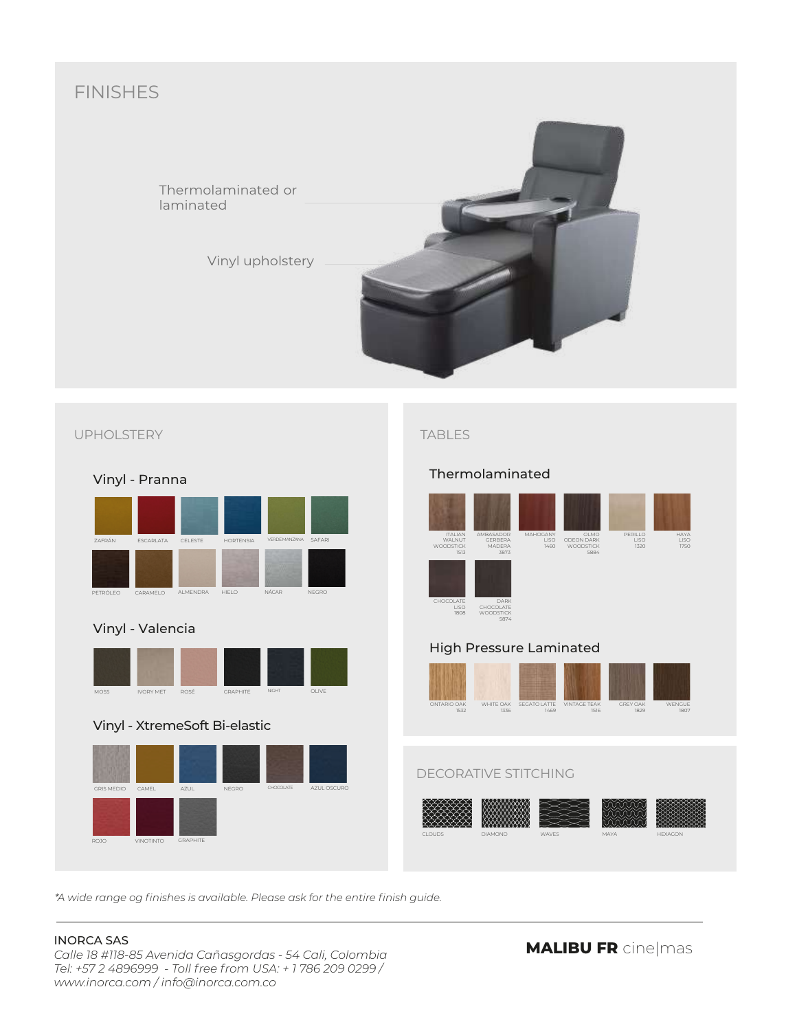# FINISHES

Thermolaminated or laminated

Vinyl upholstery

## UPHOLSTERY

### Vinyl - Pranna

ZAFRÁN, ESCARLATA, CELESTE, HORTENSIA, VERDE MANZANA, SAFARI

PETRÓLEO, CARAMELO, ALMENDRA, HIELO, NÁCAR, NEGRO

### Vinyl - Valencia

MOSS, IVORY MET, ROSÉ, GRAPHITE, NIGHT, OLIVE

### Vinyl - XtremeSoft Bi-elastic

GRIS MEDIO, CAMEL, AZUL, NEGRO, CHOCOLATE, AZUL OSCURO

ROJO, VINOTINTO, GRAPHITE

## TABLES

### Thermolaminated

ITALIAN WALNUT WOODSTICK 1513

AMBASADOR GERBERA MADERA 3873

MAHOGANY LISO 1460

OLMO ODEON DARK WOODSTICK 5884

PERILLO LISO 1320

HAYA LISO 1750

CHOCOLATE LISO 1808

DARK CHOCOLATE WOODSTICK 5874

### High Pressure Laminated

ONTARIO OAK 1532

WHITE OAK 1336

SEGATO LATTE 1469

VINTAGE TEAK 1516

GREY OAK 1829

WENGUE 1807

## DECORATIVE STITCHING

CLOUDS, DIAMOND, WAVES, MAYA, HEXAGON

*\*A wide range og finishes is available. Please ask for the entire finish guide.*

INORCA SAS
*Calle 18 #118-85 Avenida Cañasgordas - 54 Cali, Colombia*
*Tel: +57 2 4896999 - Toll free from USA: + 1 786 209 0299 /*
*www.inorca.com / info@inorca.com.co*

**MALIBU FR** cine|mas